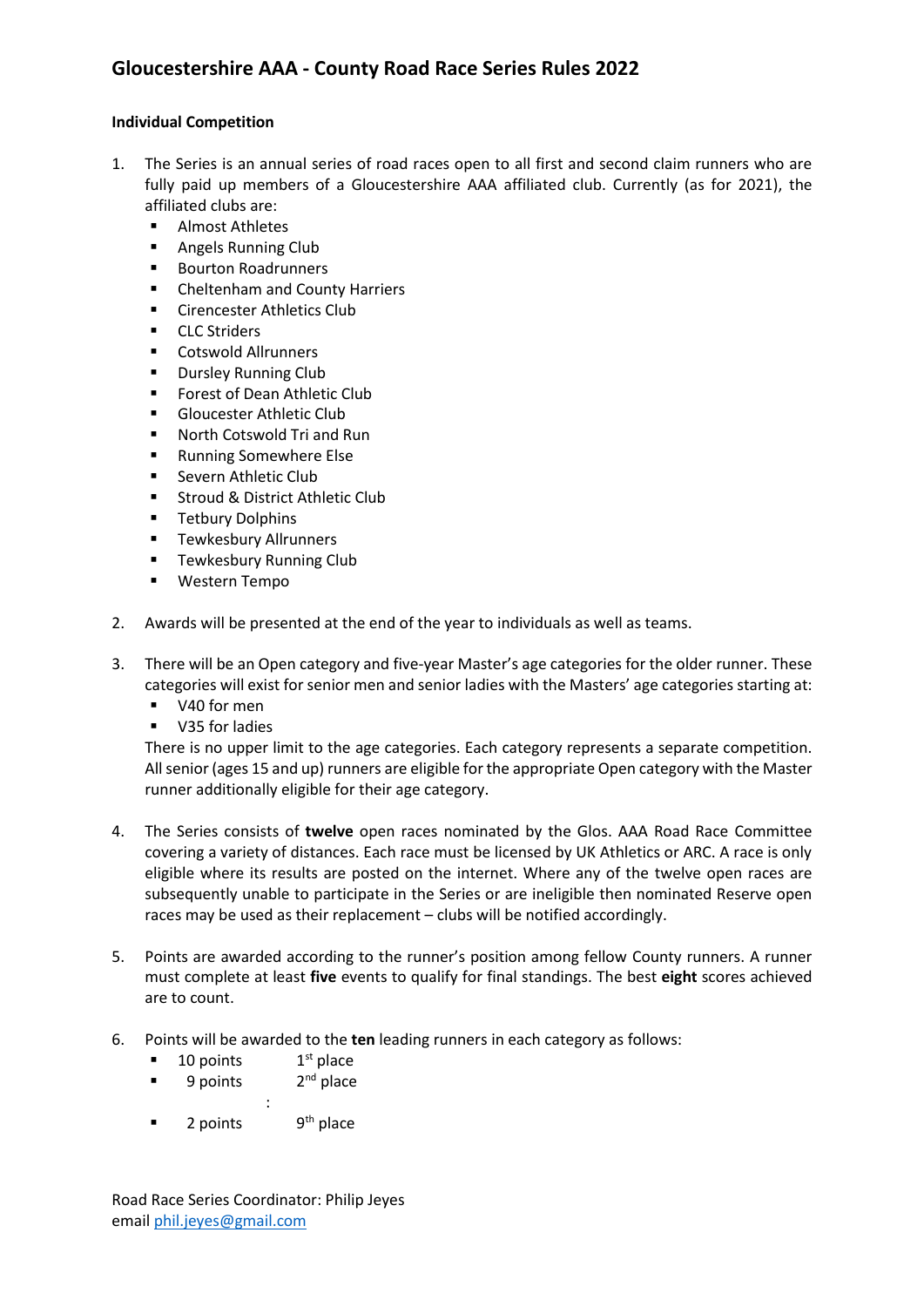# Gloucestershire AAA - County Road Race Series Rules 2022

**Individual Competition**

1. The Series is an annual series of road races open to all first and second claim runners who are fully paid up members of a Gloucestershire AAA affiliated club. Currently (as for 2021), the affiliated clubs are:
   - Almost Athletes
   - Angels Running Club
   - Bourton Roadrunners
   - Cheltenham and County Harriers
   - Cirencester Athletics Club
   - CLC Striders
   - Cotswold Allrunners
   - Dursley Running Club
   - Forest of Dean Athletic Club
   - Gloucester Athletic Club
   - North Cotswold Tri and Run
   - Running Somewhere Else
   - Severn Athletic Club
   - Stroud & District Athletic Club
   - Tetbury Dolphins
   - Tewkesbury Allrunners
   - Tewkesbury Running Club
   - Western Tempo

2. Awards will be presented at the end of the year to individuals as well as teams.

3. There will be an Open category and five-year Master's age categories for the older runner. These categories will exist for senior men and senior ladies with the Masters' age categories starting at:
   - V40 for men
   - V35 for ladies

   There is no upper limit to the age categories. Each category represents a separate competition. All senior (ages 15 and up) runners are eligible for the appropriate Open category with the Master runner additionally eligible for their age category.

4. The Series consists of **twelve** open races nominated by the Glos. AAA Road Race Committee covering a variety of distances. Each race must be licensed by UK Athletics or ARC. A race is only eligible where its results are posted on the internet. Where any of the twelve open races are subsequently unable to participate in the Series or are ineligible then nominated Reserve open races may be used as their replacement – clubs will be notified accordingly.

5. Points are awarded according to the runner's position among fellow County runners. A runner must complete at least **five** events to qualify for final standings. The best **eight** scores achieved are to count.

6. Points will be awarded to the **ten** leading runners in each category as follows:
   - 10 points 1st place
   - 9 points 2nd place

     :
   - 2 points 9th place

Road Race Series Coordinator: Philip Jeyes
email phil.jeyes@gmail.com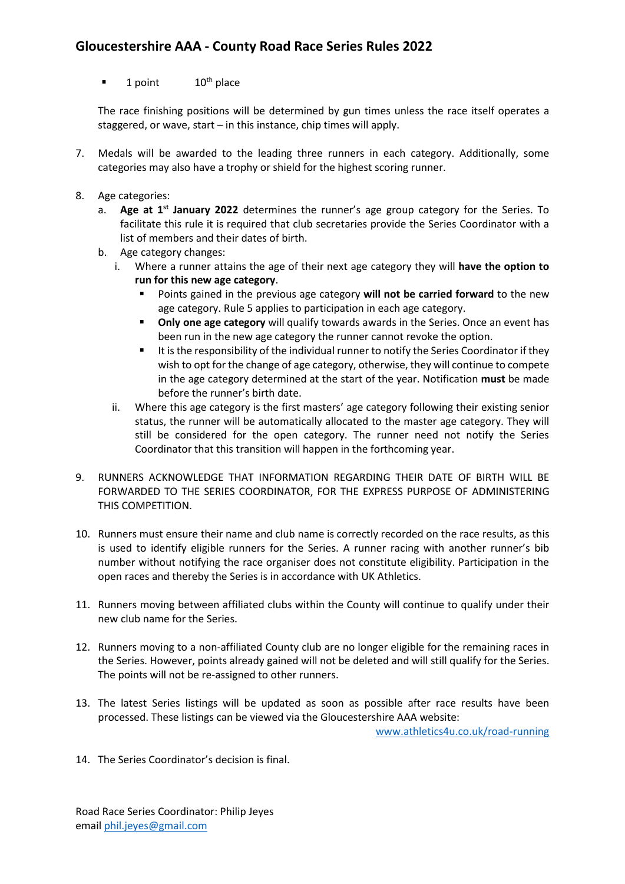- 1 point 10th place

The race finishing positions will be determined by gun times unless the race itself operates a staggered, or wave, start – in this instance, chip times will apply.

7. Medals will be awarded to the leading three runners in each category. Additionally, some categories may also have a trophy or shield for the highest scoring runner.

8. Age categories:
   a. **Age at 1st January 2022** determines the runner's age group category for the Series. To facilitate this rule it is required that club secretaries provide the Series Coordinator with a list of members and their dates of birth.
   b. Age category changes:
      i. Where a runner attains the age of their next age category they will **have the option to run for this new age category**.
         - Points gained in the previous age category **will not be carried forward** to the new age category. Rule 5 applies to participation in each age category.
         - **Only one age category** will qualify towards awards in the Series. Once an event has been run in the new age category the runner cannot revoke the option.
         - It is the responsibility of the individual runner to notify the Series Coordinator if they wish to opt for the change of age category, otherwise, they will continue to compete in the age category determined at the start of the year. Notification **must** be made before the runner's birth date.
      ii. Where this age category is the first masters' age category following their existing senior status, the runner will be automatically allocated to the master age category. They will still be considered for the open category. The runner need not notify the Series Coordinator that this transition will happen in the forthcoming year.

9. RUNNERS ACKNOWLEDGE THAT INFORMATION REGARDING THEIR DATE OF BIRTH WILL BE FORWARDED TO THE SERIES COORDINATOR, FOR THE EXPRESS PURPOSE OF ADMINISTERING THIS COMPETITION.

10. Runners must ensure their name and club name is correctly recorded on the race results, as this is used to identify eligible runners for the Series. A runner racing with another runner's bib number without notifying the race organiser does not constitute eligibility. Participation in the open races and thereby the Series is in accordance with UK Athletics.

11. Runners moving between affiliated clubs within the County will continue to qualify under their new club name for the Series.

12. Runners moving to a non-affiliated County club are no longer eligible for the remaining races in the Series. However, points already gained will not be deleted and will still qualify for the Series. The points will not be re-assigned to other runners.

13. The latest Series listings will be updated as soon as possible after race results have been processed. These listings can be viewed via the Gloucestershire AAA website: www.athletics4u.co.uk/road-running

14. The Series Coordinator's decision is final.

Road Race Series Coordinator: Philip Jeyes
email phil.jeyes@gmail.com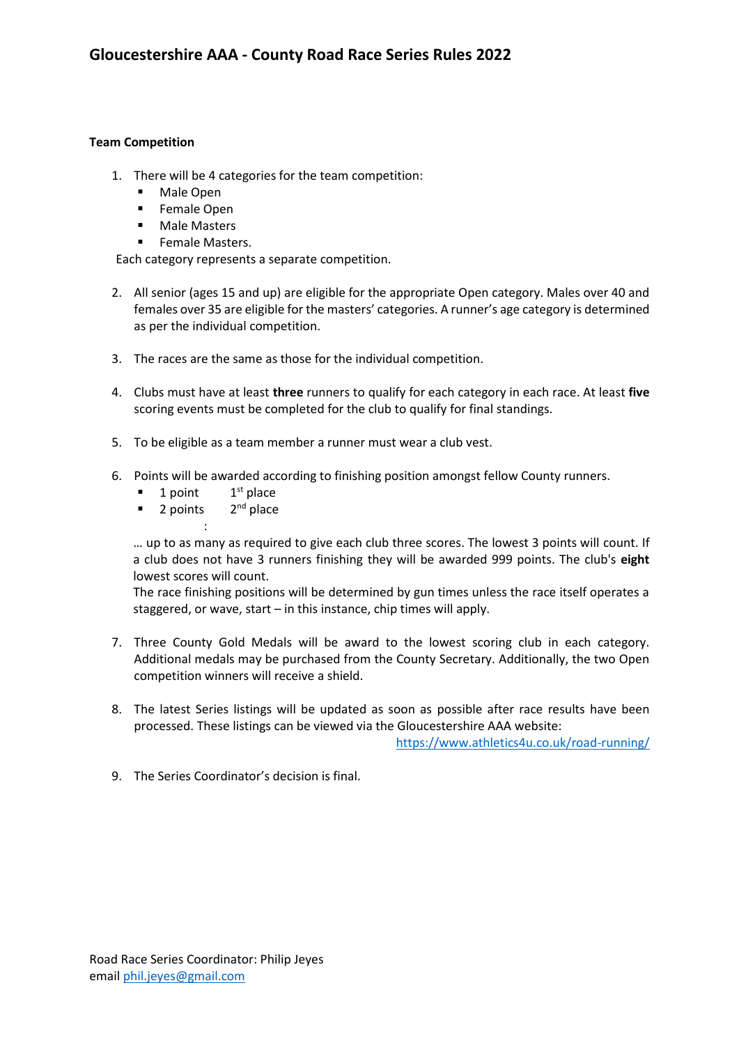# Gloucestershire AAA - County Road Race Series Rules 2022

**Team Competition**

1. There will be 4 categories for the team competition:
   - Male Open
   - Female Open
   - Male Masters
   - Female Masters.

   Each category represents a separate competition.

2. All senior (ages 15 and up) are eligible for the appropriate Open category. Males over 40 and females over 35 are eligible for the masters' categories. A runner's age category is determined as per the individual competition.

3. The races are the same as those for the individual competition.

4. Clubs must have at least **three** runners to qualify for each category in each race. At least **five** scoring events must be completed for the club to qualify for final standings.

5. To be eligible as a team member a runner must wear a club vest.

6. Points will be awarded according to finishing position amongst fellow County runners.
   - 1 point 1st place
   - 2 points 2nd place

   :

   … up to as many as required to give each club three scores. The lowest 3 points will count. If a club does not have 3 runners finishing they will be awarded 999 points. The club's **eight** lowest scores will count.

   The race finishing positions will be determined by gun times unless the race itself operates a staggered, or wave, start – in this instance, chip times will apply.

7. Three County Gold Medals will be award to the lowest scoring club in each category. Additional medals may be purchased from the County Secretary. Additionally, the two Open competition winners will receive a shield.

8. The latest Series listings will be updated as soon as possible after race results have been processed. These listings can be viewed via the Gloucestershire AAA website: https://www.athletics4u.co.uk/road-running/

9. The Series Coordinator's decision is final.

Road Race Series Coordinator: Philip Jeyes
email phil.jeyes@gmail.com